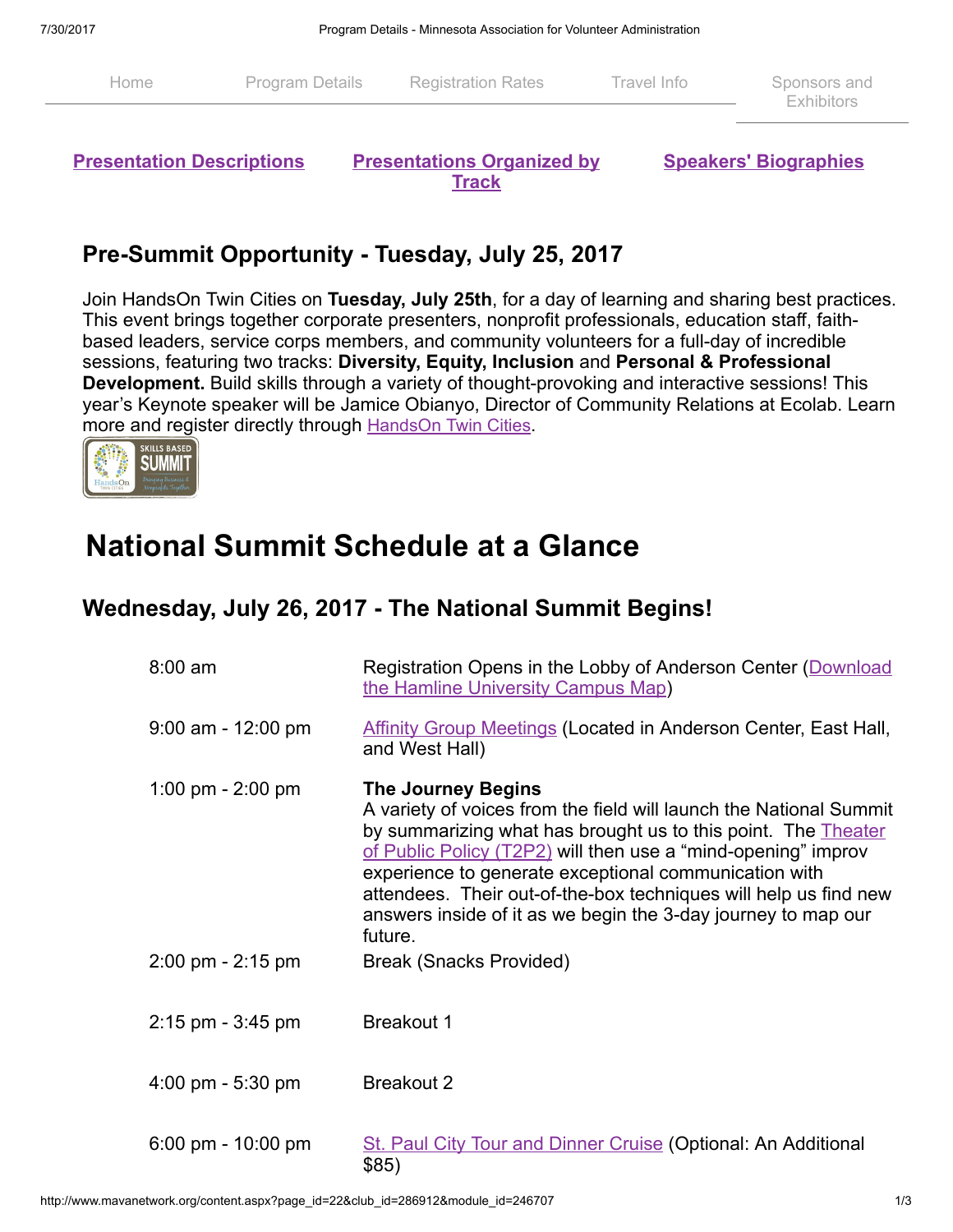Home | Program Details | Registration Rates | Travel Info | Sponsors and Exhibitors

**Presentation Descriptions** | **Presentations Organized by Track** | **Speakers' Biographies**

## Pre-Summit Opportunity - Tuesday, July 25, 2017

Join HandsOn Twin Cities on **Tuesday, July 25th**, for a day of learning and sharing best practices. This event brings together corporate presenters, nonprofit professionals, education staff, faith-based leaders, service corps members, and community volunteers for a full-day of incredible sessions, featuring two tracks: **Diversity, Equity, Inclusion** and **Personal & Professional Development.** Build skills through a variety of thought-provoking and interactive sessions! This year's Keynote speaker will be Jamice Obianyo, Director of Community Relations at Ecolab. Learn more and register directly through HandsOn Twin Cities.

# National Summit Schedule at a Glance

## Wednesday, July 26, 2017 - The National Summit Begins!

| | |
|---|---|
| 8:00 am | Registration Opens in the Lobby of Anderson Center (Download the Hamline University Campus Map) |
| 9:00 am - 12:00 pm | Affinity Group Meetings (Located in Anderson Center, East Hall, and West Hall) |
| 1:00 pm - 2:00 pm | **The Journey Begins** A variety of voices from the field will launch the National Summit by summarizing what has brought us to this point. The Theater of Public Policy (T2P2) will then use a "mind-opening" improv experience to generate exceptional communication with attendees. Their out-of-the-box techniques will help us find new answers inside of it as we begin the 3-day journey to map our future. |
| 2:00 pm - 2:15 pm | Break (Snacks Provided) |
| 2:15 pm - 3:45 pm | Breakout 1 |
| 4:00 pm - 5:30 pm | Breakout 2 |
| 6:00 pm - 10:00 pm | St. Paul City Tour and Dinner Cruise (Optional: An Additional $85) |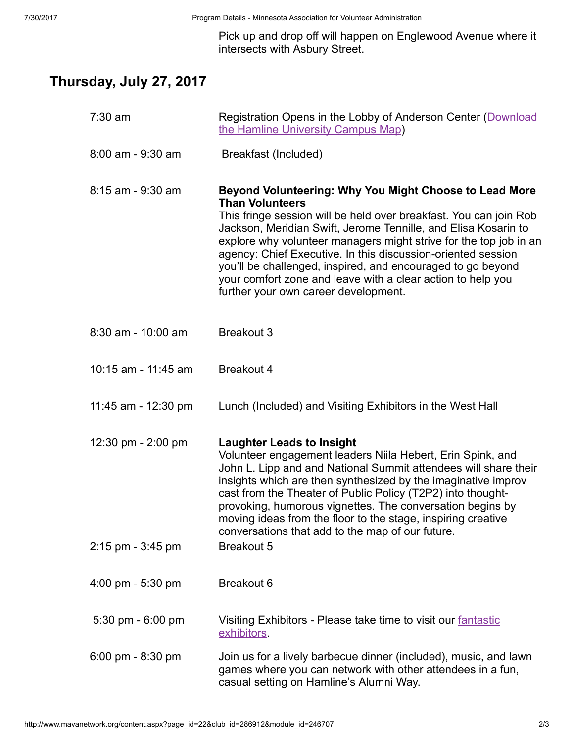Pick up and drop off will happen on Englewood Avenue where it intersects with Asbury Street.

## Thursday, July 27, 2017

| | |
|---|---|
| 7:30 am | Registration Opens in the Lobby of Anderson Center ([Download the Hamline University Campus Map]) |
| 8:00 am - 9:30 am | Breakfast (Included) |
| 8:15 am - 9:30 am | **Beyond Volunteering: Why You Might Choose to Lead More Than Volunteers** This fringe session will be held over breakfast. You can join Rob Jackson, Meridian Swift, Jerome Tennille, and Elisa Kosarin to explore why volunteer managers might strive for the top job in an agency: Chief Executive. In this discussion-oriented session you'll be challenged, inspired, and encouraged to go beyond your comfort zone and leave with a clear action to help you further your own career development. |
| 8:30 am - 10:00 am | Breakout 3 |
| 10:15 am - 11:45 am | Breakout 4 |
| 11:45 am - 12:30 pm | Lunch (Included) and Visiting Exhibitors in the West Hall |
| 12:30 pm - 2:00 pm | **Laughter Leads to Insight** Volunteer engagement leaders Niila Hebert, Erin Spink, and John L. Lipp and and National Summit attendees will share their insights which are then synthesized by the imaginative improv cast from the Theater of Public Policy (T2P2) into thought-provoking, humorous vignettes. The conversation begins by moving ideas from the floor to the stage, inspiring creative conversations that add to the map of our future. |
| 2:15 pm - 3:45 pm | Breakout 5 |
| 4:00 pm - 5:30 pm | Breakout 6 |
| 5:30 pm - 6:00 pm | Visiting Exhibitors - Please take time to visit our [fantastic exhibitors]. |
| 6:00 pm - 8:30 pm | Join us for a lively barbecue dinner (included), music, and lawn games where you can network with other attendees in a fun, casual setting on Hamline's Alumni Way. |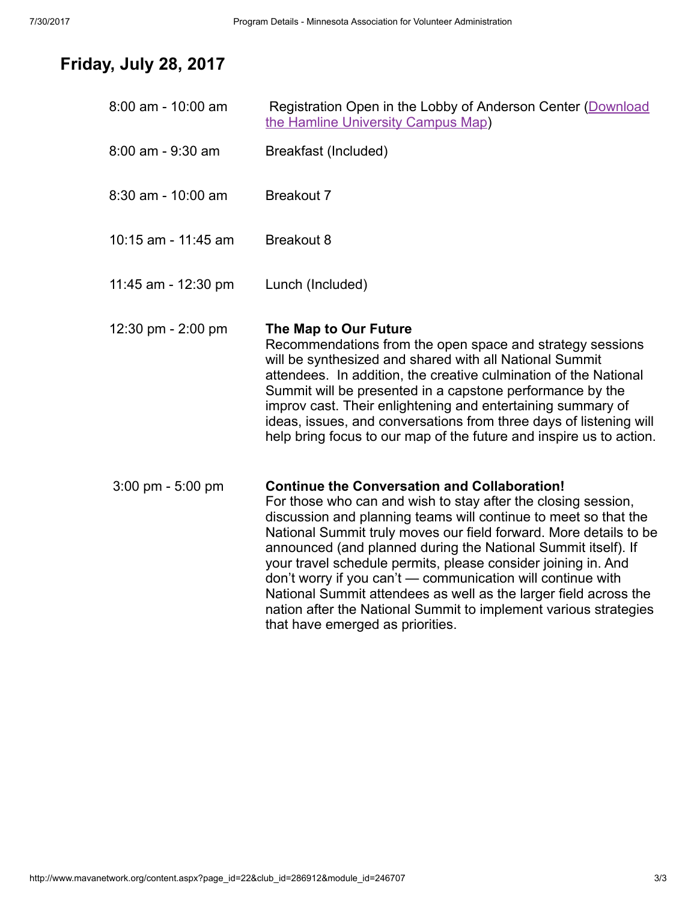## Friday, July 28, 2017

| | |
|---|---|
| 8:00 am - 10:00 am | Registration Open in the Lobby of Anderson Center (Download the Hamline University Campus Map) |
| 8:00 am - 9:30 am | Breakfast (Included) |
| 8:30 am - 10:00 am | Breakout 7 |
| 10:15 am - 11:45 am | Breakout 8 |
| 11:45 am - 12:30 pm | Lunch (Included) |
| 12:30 pm - 2:00 pm | **The Map to Our Future** Recommendations from the open space and strategy sessions will be synthesized and shared with all National Summit attendees. In addition, the creative culmination of the National Summit will be presented in a capstone performance by the improv cast. Their enlightening and entertaining summary of ideas, issues, and conversations from three days of listening will help bring focus to our map of the future and inspire us to action. |
| 3:00 pm - 5:00 pm | **Continue the Conversation and Collaboration!** For those who can and wish to stay after the closing session, discussion and planning teams will continue to meet so that the National Summit truly moves our field forward. More details to be announced (and planned during the National Summit itself). If your travel schedule permits, please consider joining in. And don't worry if you can't — communication will continue with National Summit attendees as well as the larger field across the nation after the National Summit to implement various strategies that have emerged as priorities. |